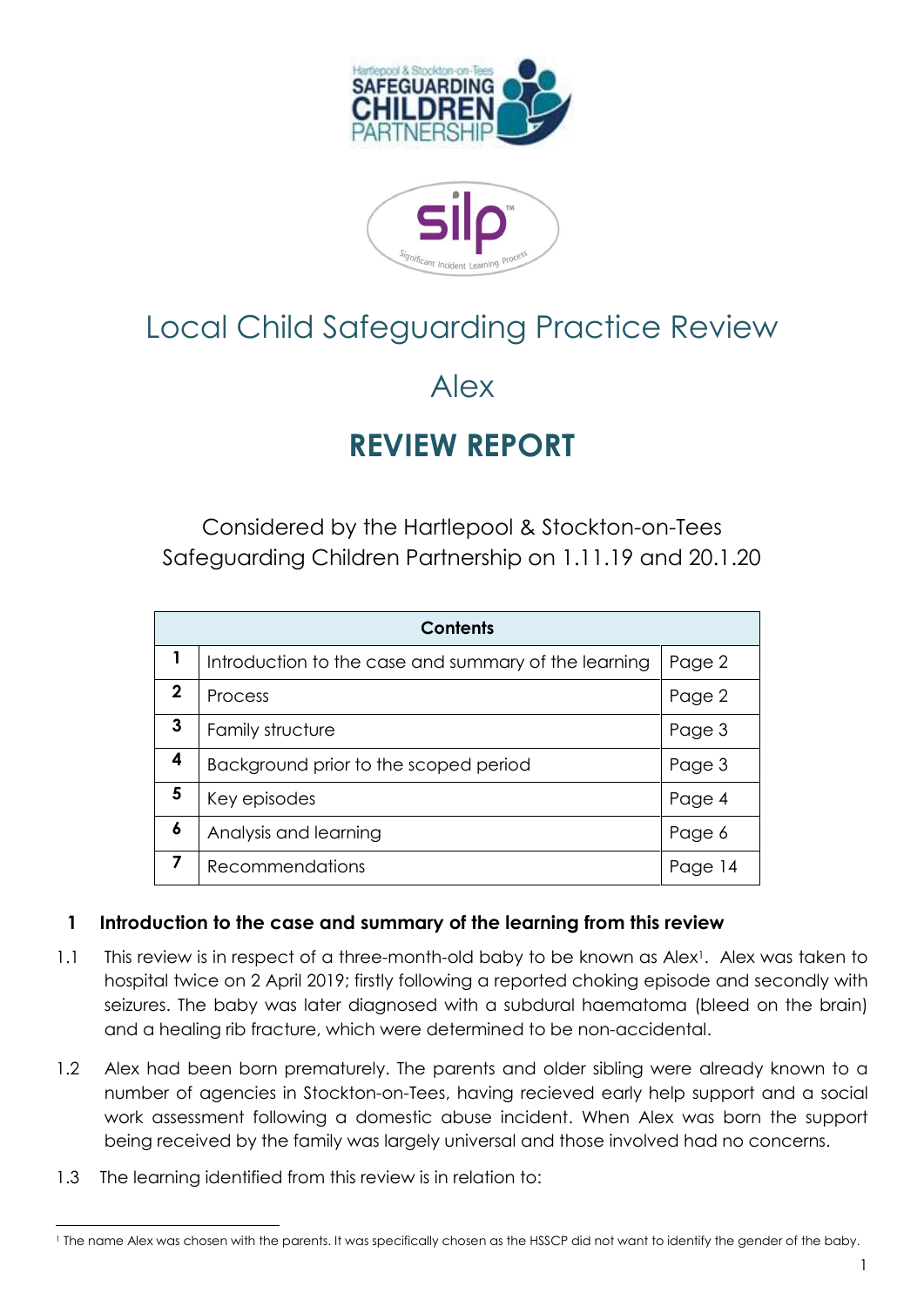# Local Child Safeguarding Practice Review

## Alex

## REVIEW REPORT

Considered by the Hartlepool & Stockton-on-Tees Safeguarding Children Partnership on 1.11.19 and 20.1.20

| Contents | | |
|---|---|---|
| 1 | Introduction to the case and summary of the learning | Page 2 |
| 2 | Process | Page 2 |
| 3 | Family structure | Page 3 |
| 4 | Background prior to the scoped period | Page 3 |
| 5 | Key episodes | Page 4 |
| 6 | Analysis and learning | Page 6 |
| 7 | Recommendations | Page 14 |

## 1 Introduction to the case and summary of the learning from this review

1.1 This review is in respect of a three-month-old baby to be known as Alex[1]. Alex was taken to hospital twice on 2 April 2019; firstly following a reported choking episode and secondly with seizures. The baby was later diagnosed with a subdural haematoma (bleed on the brain) and a healing rib fracture, which were determined to be non-accidental.

1.2 Alex had been born prematurely. The parents and older sibling were already known to a number of agencies in Stockton-on-Tees, having recieved early help support and a social work assessment following a domestic abuse incident. When Alex was born the support being received by the family was largely universal and those involved had no concerns.

1.3 The learning identified from this review is in relation to:

[1] The name Alex was chosen with the parents. It was specifically chosen as the HSSCP did not want to identify the gender of the baby.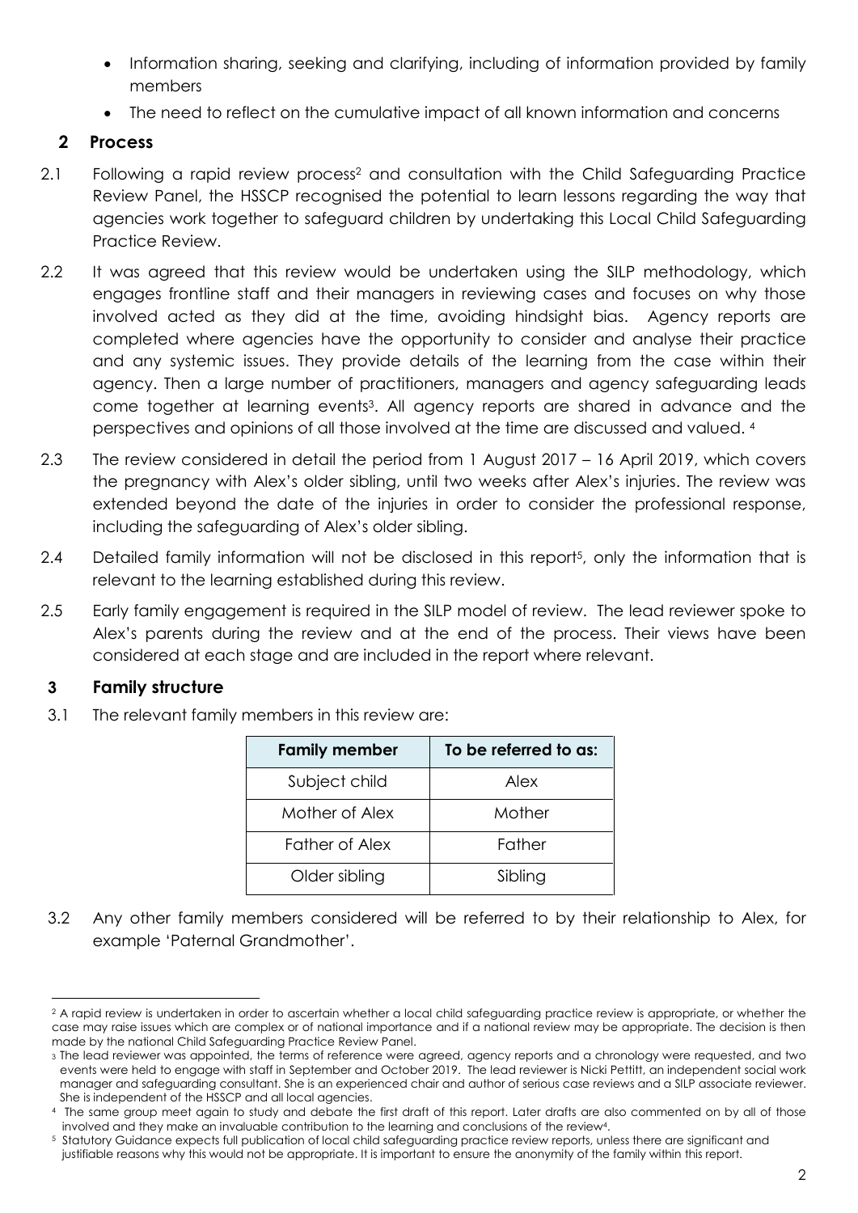- Information sharing, seeking and clarifying, including of information provided by family members
- The need to reflect on the cumulative impact of all known information and concerns

## 2 Process

2.1 Following a rapid review process[2] and consultation with the Child Safeguarding Practice Review Panel, the HSSCP recognised the potential to learn lessons regarding the way that agencies work together to safeguard children by undertaking this Local Child Safeguarding Practice Review.

2.2 It was agreed that this review would be undertaken using the SILP methodology, which engages frontline staff and their managers in reviewing cases and focuses on why those involved acted as they did at the time, avoiding hindsight bias. Agency reports are completed where agencies have the opportunity to consider and analyse their practice and any systemic issues. They provide details of the learning from the case within their agency. Then a large number of practitioners, managers and agency safeguarding leads come together at learning events[3]. All agency reports are shared in advance and the perspectives and opinions of all those involved at the time are discussed and valued. [4]

2.3 The review considered in detail the period from 1 August 2017 – 16 April 2019, which covers the pregnancy with Alex's older sibling, until two weeks after Alex's injuries. The review was extended beyond the date of the injuries in order to consider the professional response, including the safeguarding of Alex's older sibling.

2.4 Detailed family information will not be disclosed in this report[5], only the information that is relevant to the learning established during this review.

2.5 Early family engagement is required in the SILP model of review. The lead reviewer spoke to Alex's parents during the review and at the end of the process. Their views have been considered at each stage and are included in the report where relevant.

## 3 Family structure

3.1 The relevant family members in this review are:

| Family member | To be referred to as: |
|---|---|
| Subject child | Alex |
| Mother of Alex | Mother |
| Father of Alex | Father |
| Older sibling | Sibling |

3.2 Any other family members considered will be referred to by their relationship to Alex, for example 'Paternal Grandmother'.

---

[2] A rapid review is undertaken in order to ascertain whether a local child safeguarding practice review is appropriate, or whether the case may raise issues which are complex or of national importance and if a national review may be appropriate. The decision is then made by the national Child Safeguarding Practice Review Panel.

[3] The lead reviewer was appointed, the terms of reference were agreed, agency reports and a chronology were requested, and two events were held to engage with staff in September and October 2019. The lead reviewer is Nicki Pettitt, an independent social work manager and safeguarding consultant. She is an experienced chair and author of serious case reviews and a SILP associate reviewer. She is independent of the HSSCP and all local agencies.

[4] The same group meet again to study and debate the first draft of this report. Later drafts are also commented on by all of those involved and they make an invaluable contribution to the learning and conclusions of the review[4].

[5] Statutory Guidance expects full publication of local child safeguarding practice review reports, unless there are significant and justifiable reasons why this would not be appropriate. It is important to ensure the anonymity of the family within this report.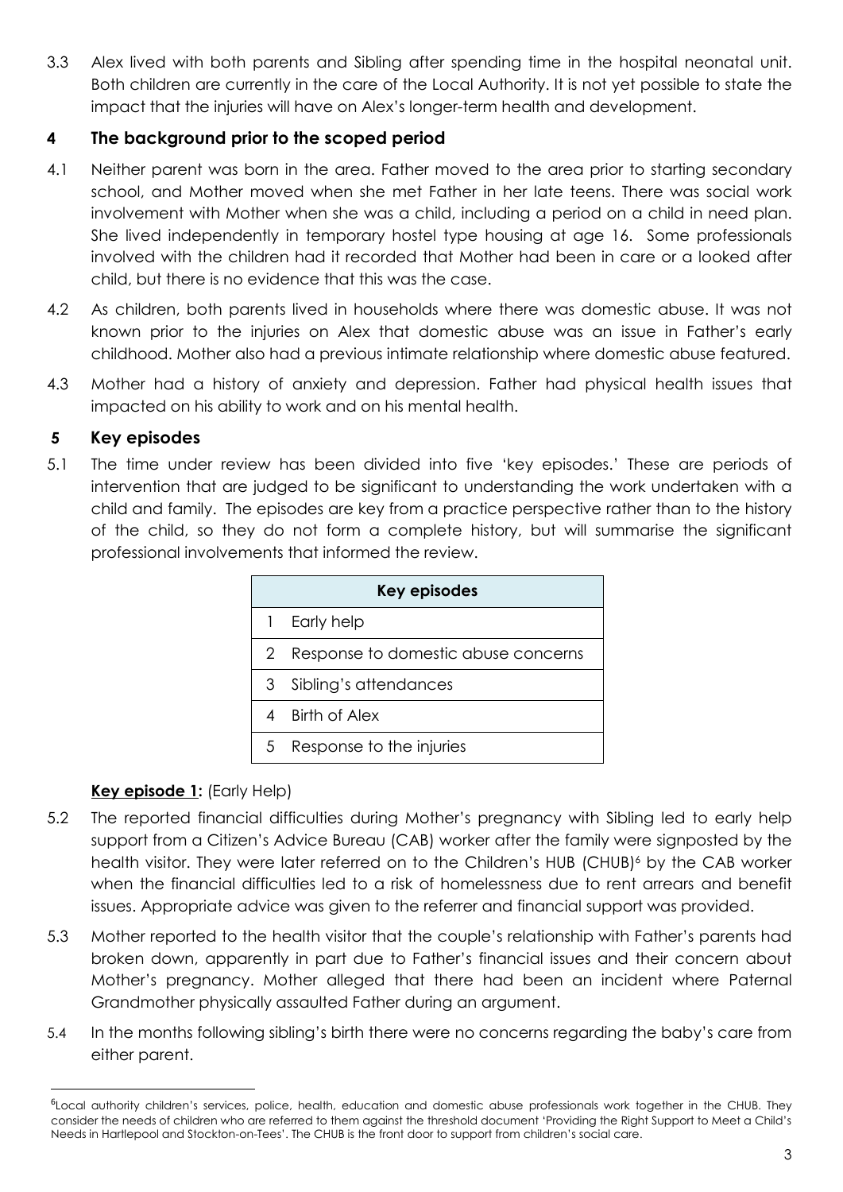3.3 Alex lived with both parents and Sibling after spending time in the hospital neonatal unit. Both children are currently in the care of the Local Authority. It is not yet possible to state the impact that the injuries will have on Alex's longer-term health and development.

## 4 The background prior to the scoped period

4.1 Neither parent was born in the area. Father moved to the area prior to starting secondary school, and Mother moved when she met Father in her late teens. There was social work involvement with Mother when she was a child, including a period on a child in need plan. She lived independently in temporary hostel type housing at age 16. Some professionals involved with the children had it recorded that Mother had been in care or a looked after child, but there is no evidence that this was the case.

4.2 As children, both parents lived in households where there was domestic abuse. It was not known prior to the injuries on Alex that domestic abuse was an issue in Father's early childhood. Mother also had a previous intimate relationship where domestic abuse featured.

4.3 Mother had a history of anxiety and depression. Father had physical health issues that impacted on his ability to work and on his mental health.

## 5 Key episodes

5.1 The time under review has been divided into five 'key episodes.' These are periods of intervention that are judged to be significant to understanding the work undertaken with a child and family. The episodes are key from a practice perspective rather than to the history of the child, so they do not form a complete history, but will summarise the significant professional involvements that informed the review.

| Key episodes | |
|---|---|
| 1 | Early help |
| 2 | Response to domestic abuse concerns |
| 3 | Sibling's attendances |
| 4 | Birth of Alex |
| 5 | Response to the injuries |

**Key episode 1:** (Early Help)

5.2 The reported financial difficulties during Mother's pregnancy with Sibling led to early help support from a Citizen's Advice Bureau (CAB) worker after the family were signposted by the health visitor. They were later referred on to the Children's HUB (CHUB)[6] by the CAB worker when the financial difficulties led to a risk of homelessness due to rent arrears and benefit issues. Appropriate advice was given to the referrer and financial support was provided.

5.3 Mother reported to the health visitor that the couple's relationship with Father's parents had broken down, apparently in part due to Father's financial issues and their concern about Mother's pregnancy. Mother alleged that there had been an incident where Paternal Grandmother physically assaulted Father during an argument.

5.4 In the months following sibling's birth there were no concerns regarding the baby's care from either parent.

[6] Local authority children's services, police, health, education and domestic abuse professionals work together in the CHUB. They consider the needs of children who are referred to them against the threshold document 'Providing the Right Support to Meet a Child's Needs in Hartlepool and Stockton-on-Tees'. The CHUB is the front door to support from children's social care.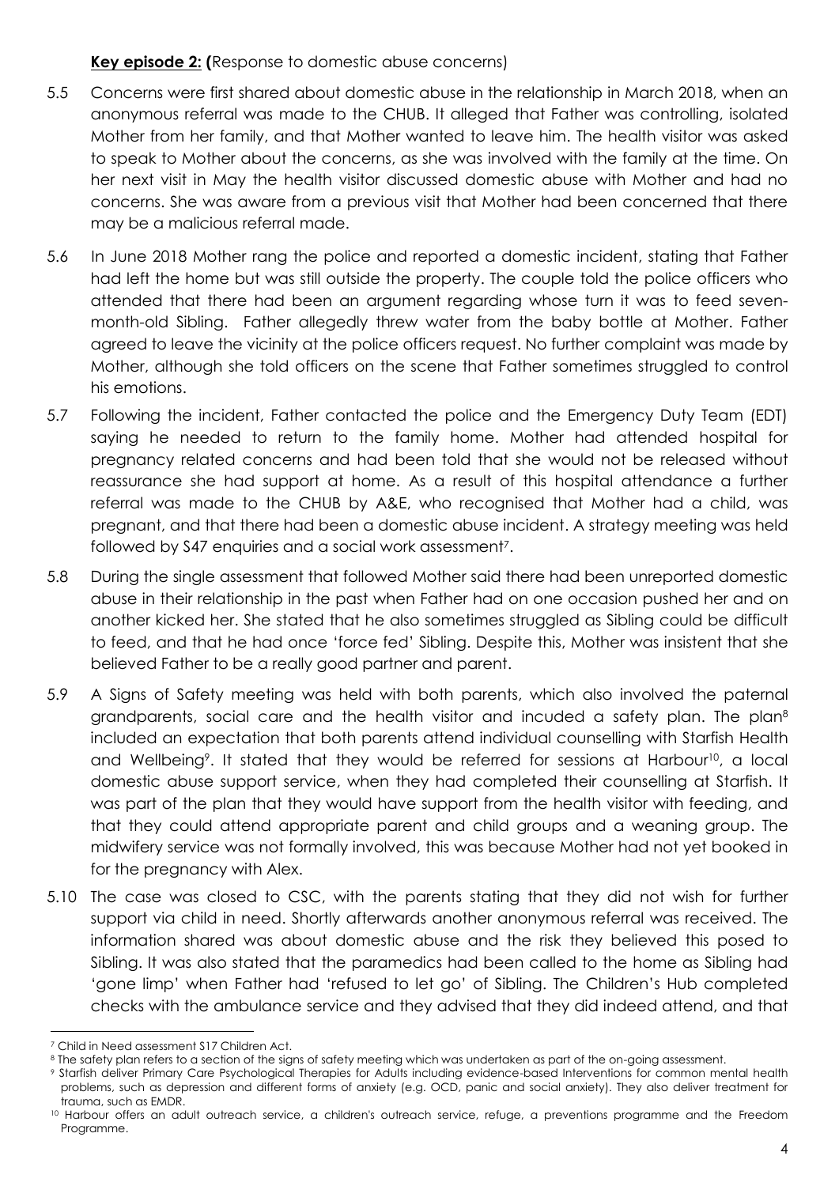**Key episode 2: (**Response to domestic abuse concerns)

5.5 Concerns were first shared about domestic abuse in the relationship in March 2018, when an anonymous referral was made to the CHUB. It alleged that Father was controlling, isolated Mother from her family, and that Mother wanted to leave him. The health visitor was asked to speak to Mother about the concerns, as she was involved with the family at the time. On her next visit in May the health visitor discussed domestic abuse with Mother and had no concerns. She was aware from a previous visit that Mother had been concerned that there may be a malicious referral made.

5.6 In June 2018 Mother rang the police and reported a domestic incident, stating that Father had left the home but was still outside the property. The couple told the police officers who attended that there had been an argument regarding whose turn it was to feed seven-month-old Sibling. Father allegedly threw water from the baby bottle at Mother. Father agreed to leave the vicinity at the police officers request. No further complaint was made by Mother, although she told officers on the scene that Father sometimes struggled to control his emotions.

5.7 Following the incident, Father contacted the police and the Emergency Duty Team (EDT) saying he needed to return to the family home. Mother had attended hospital for pregnancy related concerns and had been told that she would not be released without reassurance she had support at home. As a result of this hospital attendance a further referral was made to the CHUB by A&E, who recognised that Mother had a child, was pregnant, and that there had been a domestic abuse incident. A strategy meeting was held followed by S47 enquiries and a social work assessment[7].

5.8 During the single assessment that followed Mother said there had been unreported domestic abuse in their relationship in the past when Father had on one occasion pushed her and on another kicked her. She stated that he also sometimes struggled as Sibling could be difficult to feed, and that he had once 'force fed' Sibling. Despite this, Mother was insistent that she believed Father to be a really good partner and parent.

5.9 A Signs of Safety meeting was held with both parents, which also involved the paternal grandparents, social care and the health visitor and incuded a safety plan. The plan[8] included an expectation that both parents attend individual counselling with Starfish Health and Wellbeing[9]. It stated that they would be referred for sessions at Harbour[10], a local domestic abuse support service, when they had completed their counselling at Starfish. It was part of the plan that they would have support from the health visitor with feeding, and that they could attend appropriate parent and child groups and a weaning group. The midwifery service was not formally involved, this was because Mother had not yet booked in for the pregnancy with Alex.

5.10 The case was closed to CSC, with the parents stating that they did not wish for further support via child in need. Shortly afterwards another anonymous referral was received. The information shared was about domestic abuse and the risk they believed this posed to Sibling. It was also stated that the paramedics had been called to the home as Sibling had 'gone limp' when Father had 'refused to let go' of Sibling. The Children's Hub completed checks with the ambulance service and they advised that they did indeed attend, and that

---

[7] Child in Need assessment S17 Children Act.

[8] The safety plan refers to a section of the signs of safety meeting which was undertaken as part of the on-going assessment.

[9] Starfish deliver Primary Care Psychological Therapies for Adults including evidence-based Interventions for common mental health problems, such as depression and different forms of anxiety (e.g. OCD, panic and social anxiety). They also deliver treatment for trauma, such as EMDR.

[10] Harbour offers an adult outreach service, a children's outreach service, refuge, a preventions programme and the Freedom Programme.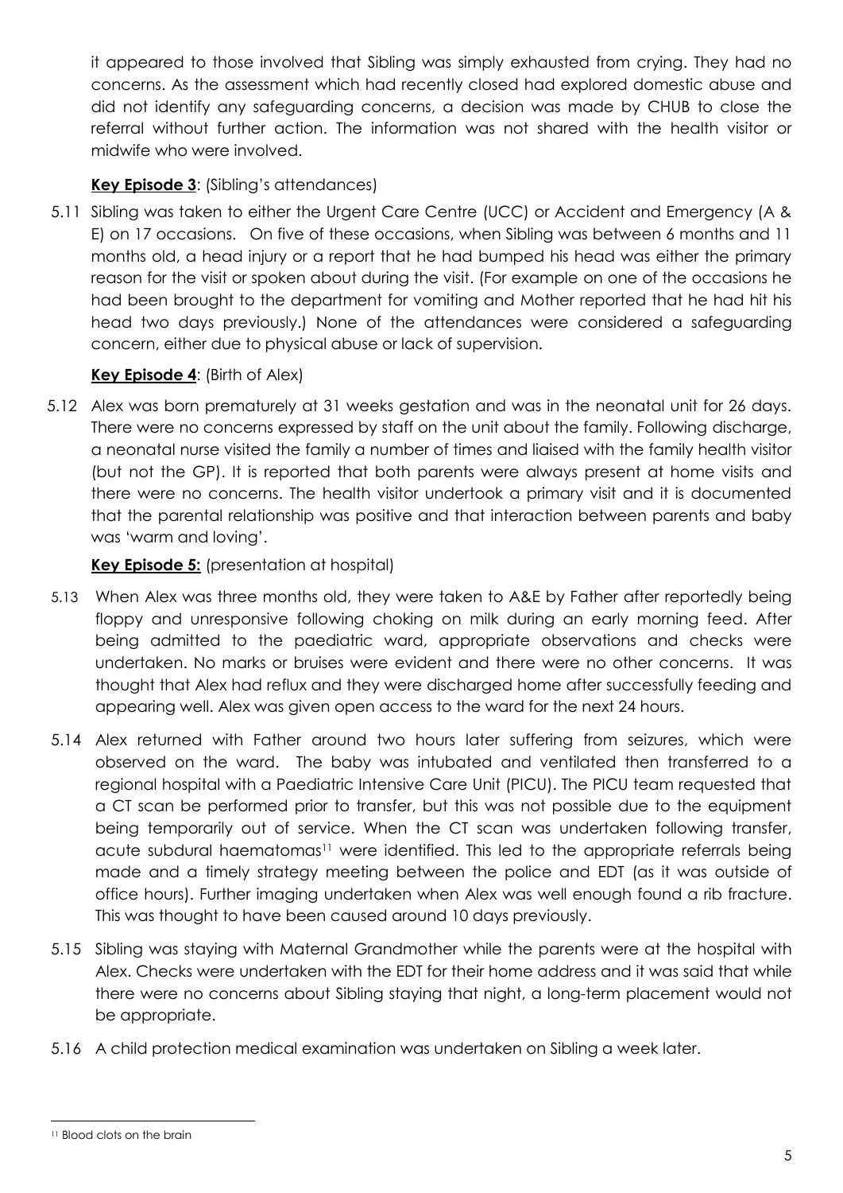it appeared to those involved that Sibling was simply exhausted from crying. They had no concerns. As the assessment which had recently closed had explored domestic abuse and did not identify any safeguarding concerns, a decision was made by CHUB to close the referral without further action. The information was not shared with the health visitor or midwife who were involved.

**Key Episode 3**: (Sibling's attendances)

5.11 Sibling was taken to either the Urgent Care Centre (UCC) or Accident and Emergency (A & E) on 17 occasions. On five of these occasions, when Sibling was between 6 months and 11 months old, a head injury or a report that he had bumped his head was either the primary reason for the visit or spoken about during the visit. (For example on one of the occasions he had been brought to the department for vomiting and Mother reported that he had hit his head two days previously.) None of the attendances were considered a safeguarding concern, either due to physical abuse or lack of supervision.

**Key Episode 4**: (Birth of Alex)

5.12 Alex was born prematurely at 31 weeks gestation and was in the neonatal unit for 26 days. There were no concerns expressed by staff on the unit about the family. Following discharge, a neonatal nurse visited the family a number of times and liaised with the family health visitor (but not the GP). It is reported that both parents were always present at home visits and there were no concerns. The health visitor undertook a primary visit and it is documented that the parental relationship was positive and that interaction between parents and baby was 'warm and loving'.

**Key Episode 5:** (presentation at hospital)

5.13 When Alex was three months old, they were taken to A&E by Father after reportedly being floppy and unresponsive following choking on milk during an early morning feed. After being admitted to the paediatric ward, appropriate observations and checks were undertaken. No marks or bruises were evident and there were no other concerns. It was thought that Alex had reflux and they were discharged home after successfully feeding and appearing well. Alex was given open access to the ward for the next 24 hours.

5.14 Alex returned with Father around two hours later suffering from seizures, which were observed on the ward. The baby was intubated and ventilated then transferred to a regional hospital with a Paediatric Intensive Care Unit (PICU). The PICU team requested that a CT scan be performed prior to transfer, but this was not possible due to the equipment being temporarily out of service. When the CT scan was undertaken following transfer, acute subdural haematomas[11] were identified. This led to the appropriate referrals being made and a timely strategy meeting between the police and EDT (as it was outside of office hours). Further imaging undertaken when Alex was well enough found a rib fracture. This was thought to have been caused around 10 days previously.

5.15 Sibling was staying with Maternal Grandmother while the parents were at the hospital with Alex. Checks were undertaken with the EDT for their home address and it was said that while there were no concerns about Sibling staying that night, a long-term placement would not be appropriate.

5.16 A child protection medical examination was undertaken on Sibling a week later.

[11] Blood clots on the brain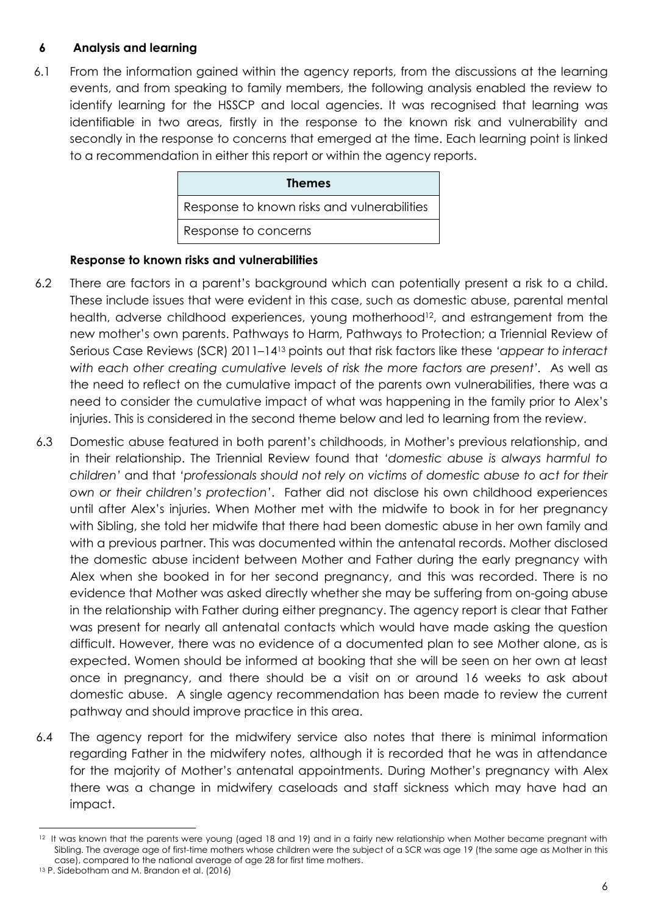## 6 Analysis and learning

6.1 From the information gained within the agency reports, from the discussions at the learning events, and from speaking to family members, the following analysis enabled the review to identify learning for the HSSCP and local agencies. It was recognised that learning was identifiable in two areas, firstly in the response to the known risk and vulnerability and secondly in the response to concerns that emerged at the time. Each learning point is linked to a recommendation in either this report or within the agency reports.

| Themes |
|---|
| Response to known risks and vulnerabilities |
| Response to concerns |

### Response to known risks and vulnerabilities

6.2 There are factors in a parent's background which can potentially present a risk to a child. These include issues that were evident in this case, such as domestic abuse, parental mental health, adverse childhood experiences, young motherhood[12], and estrangement from the new mother's own parents. Pathways to Harm, Pathways to Protection; a Triennial Review of Serious Case Reviews (SCR) 2011–14[13] points out that risk factors like these *'appear to interact with each other creating cumulative levels of risk the more factors are present'*. As well as the need to reflect on the cumulative impact of the parents own vulnerabilities, there was a need to consider the cumulative impact of what was happening in the family prior to Alex's injuries. This is considered in the second theme below and led to learning from the review.

6.3 Domestic abuse featured in both parent's childhoods, in Mother's previous relationship, and in their relationship. The Triennial Review found that *'domestic abuse is always harmful to children'* and that *'professionals should not rely on victims of domestic abuse to act for their own or their children's protection'*. Father did not disclose his own childhood experiences until after Alex's injuries. When Mother met with the midwife to book in for her pregnancy with Sibling, she told her midwife that there had been domestic abuse in her own family and with a previous partner. This was documented within the antenatal records. Mother disclosed the domestic abuse incident between Mother and Father during the early pregnancy with Alex when she booked in for her second pregnancy, and this was recorded. There is no evidence that Mother was asked directly whether she may be suffering from on-going abuse in the relationship with Father during either pregnancy. The agency report is clear that Father was present for nearly all antenatal contacts which would have made asking the question difficult. However, there was no evidence of a documented plan to see Mother alone, as is expected. Women should be informed at booking that she will be seen on her own at least once in pregnancy, and there should be a visit on or around 16 weeks to ask about domestic abuse. A single agency recommendation has been made to review the current pathway and should improve practice in this area.

6.4 The agency report for the midwifery service also notes that there is minimal information regarding Father in the midwifery notes, although it is recorded that he was in attendance for the majority of Mother's antenatal appointments. During Mother's pregnancy with Alex there was a change in midwifery caseloads and staff sickness which may have had an impact.

---

[12] It was known that the parents were young (aged 18 and 19) and in a fairly new relationship when Mother became pregnant with Sibling. The average age of first-time mothers whose children were the subject of a SCR was age 19 (the same age as Mother in this case), compared to the national average of age 28 for first time mothers.

[13] P. Sidebotham and M. Brandon et al. (2016)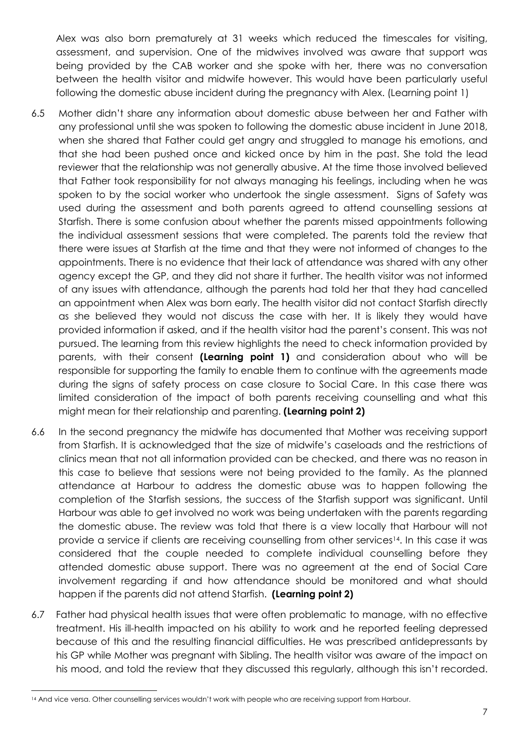Alex was also born prematurely at 31 weeks which reduced the timescales for visiting, assessment, and supervision. One of the midwives involved was aware that support was being provided by the CAB worker and she spoke with her, there was no conversation between the health visitor and midwife however. This would have been particularly useful following the domestic abuse incident during the pregnancy with Alex. (Learning point 1)

6.5 Mother didn't share any information about domestic abuse between her and Father with any professional until she was spoken to following the domestic abuse incident in June 2018, when she shared that Father could get angry and struggled to manage his emotions, and that she had been pushed once and kicked once by him in the past. She told the lead reviewer that the relationship was not generally abusive. At the time those involved believed that Father took responsibility for not always managing his feelings, including when he was spoken to by the social worker who undertook the single assessment. Signs of Safety was used during the assessment and both parents agreed to attend counselling sessions at Starfish. There is some confusion about whether the parents missed appointments following the individual assessment sessions that were completed. The parents told the review that there were issues at Starfish at the time and that they were not informed of changes to the appointments. There is no evidence that their lack of attendance was shared with any other agency except the GP, and they did not share it further. The health visitor was not informed of any issues with attendance, although the parents had told her that they had cancelled an appointment when Alex was born early. The health visitor did not contact Starfish directly as she believed they would not discuss the case with her. It is likely they would have provided information if asked, and if the health visitor had the parent's consent. This was not pursued. The learning from this review highlights the need to check information provided by parents, with their consent **(Learning point 1)** and consideration about who will be responsible for supporting the family to enable them to continue with the agreements made during the signs of safety process on case closure to Social Care. In this case there was limited consideration of the impact of both parents receiving counselling and what this might mean for their relationship and parenting. **(Learning point 2)**

6.6 In the second pregnancy the midwife has documented that Mother was receiving support from Starfish. It is acknowledged that the size of midwife's caseloads and the restrictions of clinics mean that not all information provided can be checked, and there was no reason in this case to believe that sessions were not being provided to the family. As the planned attendance at Harbour to address the domestic abuse was to happen following the completion of the Starfish sessions, the success of the Starfish support was significant. Until Harbour was able to get involved no work was being undertaken with the parents regarding the domestic abuse. The review was told that there is a view locally that Harbour will not provide a service if clients are receiving counselling from other services[14]. In this case it was considered that the couple needed to complete individual counselling before they attended domestic abuse support. There was no agreement at the end of Social Care involvement regarding if and how attendance should be monitored and what should happen if the parents did not attend Starfish. **(Learning point 2)**

6.7 Father had physical health issues that were often problematic to manage, with no effective treatment. His ill-health impacted on his ability to work and he reported feeling depressed because of this and the resulting financial difficulties. He was prescribed antidepressants by his GP while Mother was pregnant with Sibling. The health visitor was aware of the impact on his mood, and told the review that they discussed this regularly, although this isn't recorded.

[14] And vice versa. Other counselling services wouldn't work with people who are receiving support from Harbour.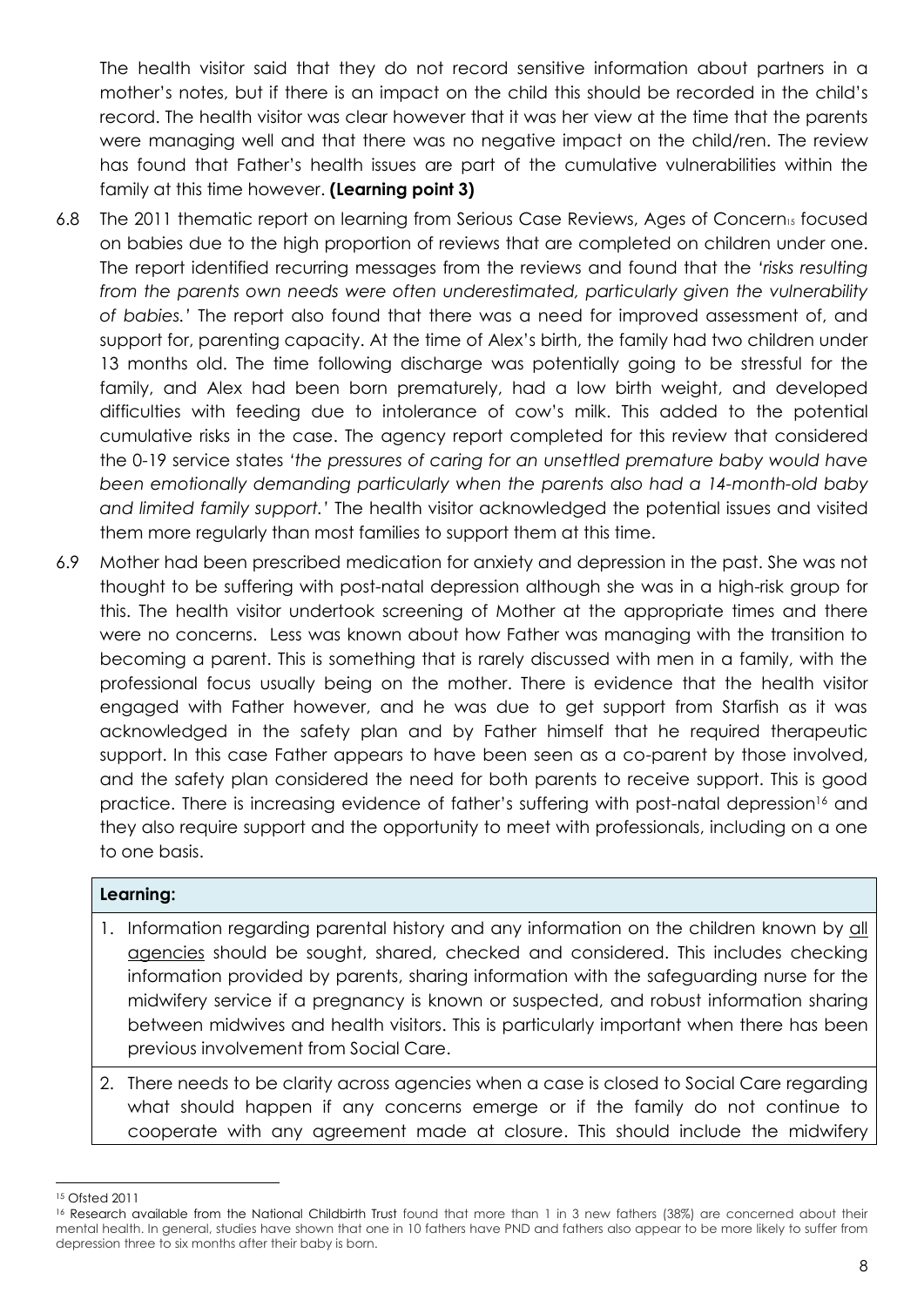The health visitor said that they do not record sensitive information about partners in a mother's notes, but if there is an impact on the child this should be recorded in the child's record. The health visitor was clear however that it was her view at the time that the parents were managing well and that there was no negative impact on the child/ren. The review has found that Father's health issues are part of the cumulative vulnerabilities within the family at this time however. **(Learning point 3)**

6.8 The 2011 thematic report on learning from Serious Case Reviews, Ages of Concern[15] focused on babies due to the high proportion of reviews that are completed on children under one. The report identified recurring messages from the reviews and found that the *'risks resulting from the parents own needs were often underestimated, particularly given the vulnerability of babies.'* The report also found that there was a need for improved assessment of, and support for, parenting capacity. At the time of Alex's birth, the family had two children under 13 months old. The time following discharge was potentially going to be stressful for the family, and Alex had been born prematurely, had a low birth weight, and developed difficulties with feeding due to intolerance of cow's milk. This added to the potential cumulative risks in the case. The agency report completed for this review that considered the 0-19 service states *'the pressures of caring for an unsettled premature baby would have been emotionally demanding particularly when the parents also had a 14-month-old baby and limited family support.'* The health visitor acknowledged the potential issues and visited them more regularly than most families to support them at this time.

6.9 Mother had been prescribed medication for anxiety and depression in the past. She was not thought to be suffering with post-natal depression although she was in a high-risk group for this. The health visitor undertook screening of Mother at the appropriate times and there were no concerns. Less was known about how Father was managing with the transition to becoming a parent. This is something that is rarely discussed with men in a family, with the professional focus usually being on the mother. There is evidence that the health visitor engaged with Father however, and he was due to get support from Starfish as it was acknowledged in the safety plan and by Father himself that he required therapeutic support. In this case Father appears to have been seen as a co-parent by those involved, and the safety plan considered the need for both parents to receive support. This is good practice. There is increasing evidence of father's suffering with post-natal depression[16] and they also require support and the opportunity to meet with professionals, including on a one to one basis.

**Learning:**

1. Information regarding parental history and any information on the children known by <u>all agencies</u> should be sought, shared, checked and considered. This includes checking information provided by parents, sharing information with the safeguarding nurse for the midwifery service if a pregnancy is known or suspected, and robust information sharing between midwives and health visitors. This is particularly important when there has been previous involvement from Social Care.
2. There needs to be clarity across agencies when a case is closed to Social Care regarding what should happen if any concerns emerge or if the family do not continue to cooperate with any agreement made at closure. This should include the midwifery

---

[15] Ofsted 2011

[16] Research available from the National Childbirth Trust found that more than 1 in 3 new fathers (38%) are concerned about their mental health. In general, studies have shown that one in 10 fathers have PND and fathers also appear to be more likely to suffer from depression three to six months after their baby is born.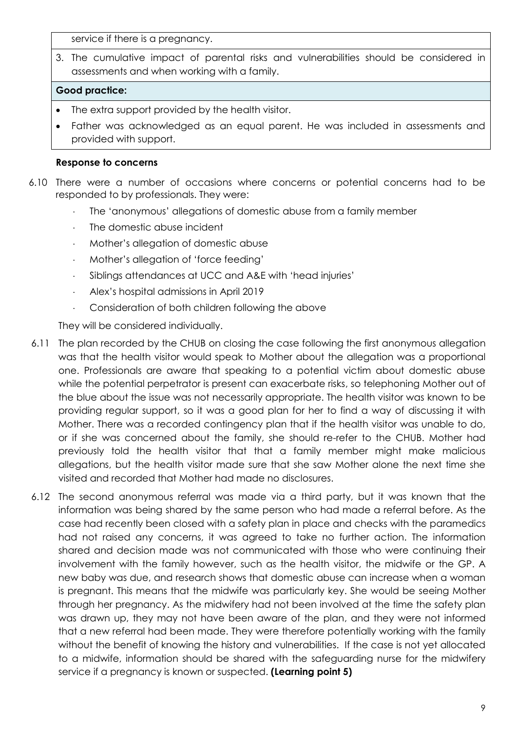service if there is a pregnancy.

3. The cumulative impact of parental risks and vulnerabilities should be considered in assessments and when working with a family.

**Good practice:**

- The extra support provided by the health visitor.
- Father was acknowledged as an equal parent. He was included in assessments and provided with support.

**Response to concerns**

6.10 There were a number of occasions where concerns or potential concerns had to be responded to by professionals. They were:

- The 'anonymous' allegations of domestic abuse from a family member
- The domestic abuse incident
- Mother's allegation of domestic abuse
- Mother's allegation of 'force feeding'
- Siblings attendances at UCC and A&E with 'head injuries'
- Alex's hospital admissions in April 2019
- Consideration of both children following the above

They will be considered individually.

6.11 The plan recorded by the CHUB on closing the case following the first anonymous allegation was that the health visitor would speak to Mother about the allegation was a proportional one. Professionals are aware that speaking to a potential victim about domestic abuse while the potential perpetrator is present can exacerbate risks, so telephoning Mother out of the blue about the issue was not necessarily appropriate. The health visitor was known to be providing regular support, so it was a good plan for her to find a way of discussing it with Mother. There was a recorded contingency plan that if the health visitor was unable to do, or if she was concerned about the family, she should re-refer to the CHUB. Mother had previously told the health visitor that that a family member might make malicious allegations, but the health visitor made sure that she saw Mother alone the next time she visited and recorded that Mother had made no disclosures.

6.12 The second anonymous referral was made via a third party, but it was known that the information was being shared by the same person who had made a referral before. As the case had recently been closed with a safety plan in place and checks with the paramedics had not raised any concerns, it was agreed to take no further action. The information shared and decision made was not communicated with those who were continuing their involvement with the family however, such as the health visitor, the midwife or the GP. A new baby was due, and research shows that domestic abuse can increase when a woman is pregnant. This means that the midwife was particularly key. She would be seeing Mother through her pregnancy. As the midwifery had not been involved at the time the safety plan was drawn up, they may not have been aware of the plan, and they were not informed that a new referral had been made. They were therefore potentially working with the family without the benefit of knowing the history and vulnerabilities. If the case is not yet allocated to a midwife, information should be shared with the safeguarding nurse for the midwifery service if a pregnancy is known or suspected. **(Learning point 5)**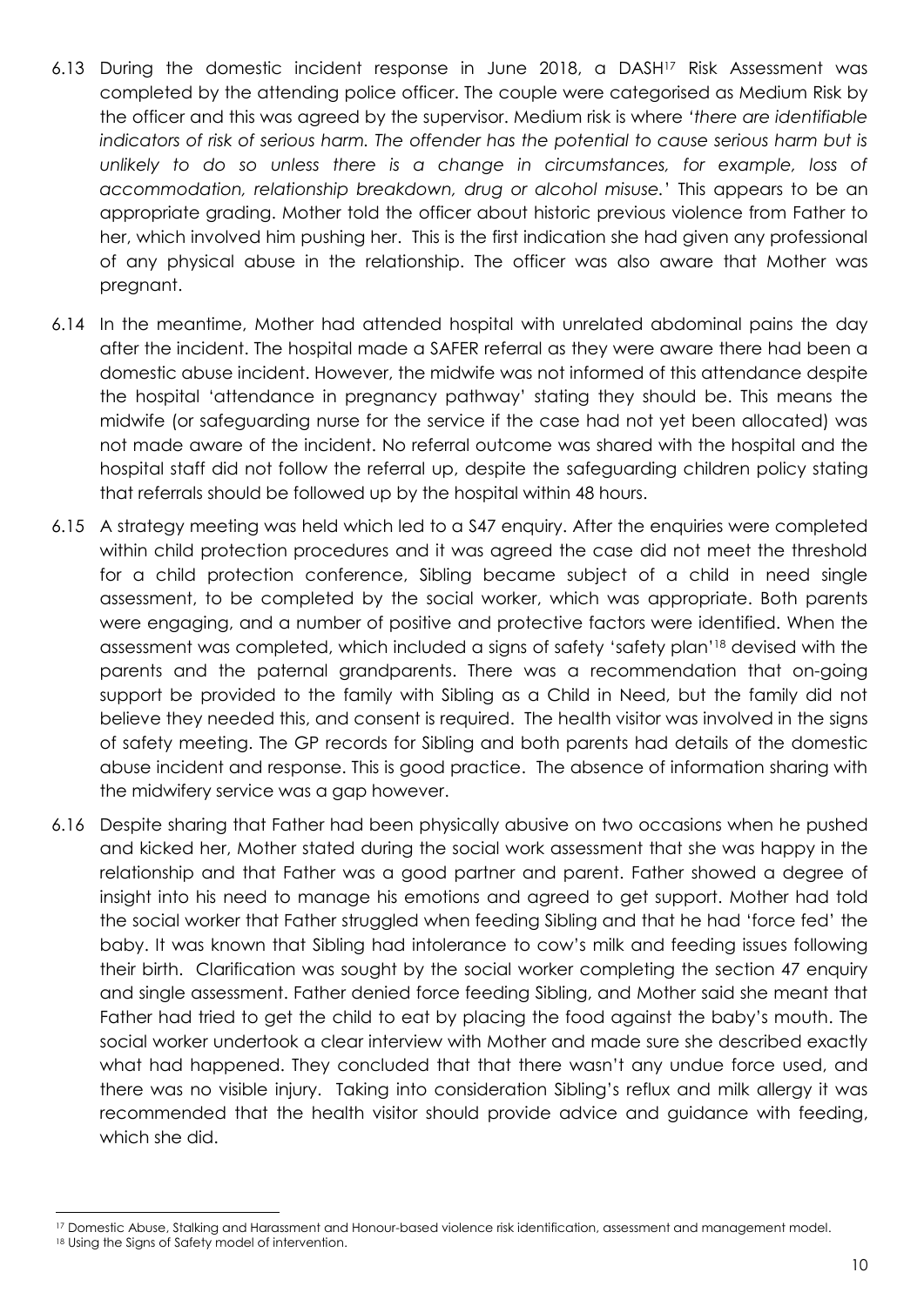6.13 During the domestic incident response in June 2018, a DASH[17] Risk Assessment was completed by the attending police officer. The couple were categorised as Medium Risk by the officer and this was agreed by the supervisor. Medium risk is where *'there are identifiable indicators of risk of serious harm. The offender has the potential to cause serious harm but is unlikely to do so unless there is a change in circumstances, for example, loss of accommodation, relationship breakdown, drug or alcohol misuse.'* This appears to be an appropriate grading. Mother told the officer about historic previous violence from Father to her, which involved him pushing her. This is the first indication she had given any professional of any physical abuse in the relationship. The officer was also aware that Mother was pregnant.

6.14 In the meantime, Mother had attended hospital with unrelated abdominal pains the day after the incident. The hospital made a SAFER referral as they were aware there had been a domestic abuse incident. However, the midwife was not informed of this attendance despite the hospital 'attendance in pregnancy pathway' stating they should be. This means the midwife (or safeguarding nurse for the service if the case had not yet been allocated) was not made aware of the incident. No referral outcome was shared with the hospital and the hospital staff did not follow the referral up, despite the safeguarding children policy stating that referrals should be followed up by the hospital within 48 hours.

6.15 A strategy meeting was held which led to a S47 enquiry. After the enquiries were completed within child protection procedures and it was agreed the case did not meet the threshold for a child protection conference, Sibling became subject of a child in need single assessment, to be completed by the social worker, which was appropriate. Both parents were engaging, and a number of positive and protective factors were identified. When the assessment was completed, which included a signs of safety 'safety plan'[18] devised with the parents and the paternal grandparents. There was a recommendation that on-going support be provided to the family with Sibling as a Child in Need, but the family did not believe they needed this, and consent is required. The health visitor was involved in the signs of safety meeting. The GP records for Sibling and both parents had details of the domestic abuse incident and response. This is good practice. The absence of information sharing with the midwifery service was a gap however.

6.16 Despite sharing that Father had been physically abusive on two occasions when he pushed and kicked her, Mother stated during the social work assessment that she was happy in the relationship and that Father was a good partner and parent. Father showed a degree of insight into his need to manage his emotions and agreed to get support. Mother had told the social worker that Father struggled when feeding Sibling and that he had 'force fed' the baby. It was known that Sibling had intolerance to cow's milk and feeding issues following their birth. Clarification was sought by the social worker completing the section 47 enquiry and single assessment. Father denied force feeding Sibling, and Mother said she meant that Father had tried to get the child to eat by placing the food against the baby's mouth. The social worker undertook a clear interview with Mother and made sure she described exactly what had happened. They concluded that that there wasn't any undue force used, and there was no visible injury. Taking into consideration Sibling's reflux and milk allergy it was recommended that the health visitor should provide advice and guidance with feeding, which she did.

---

[17] Domestic Abuse, Stalking and Harassment and Honour-based violence risk identification, assessment and management model.

[18] Using the Signs of Safety model of intervention.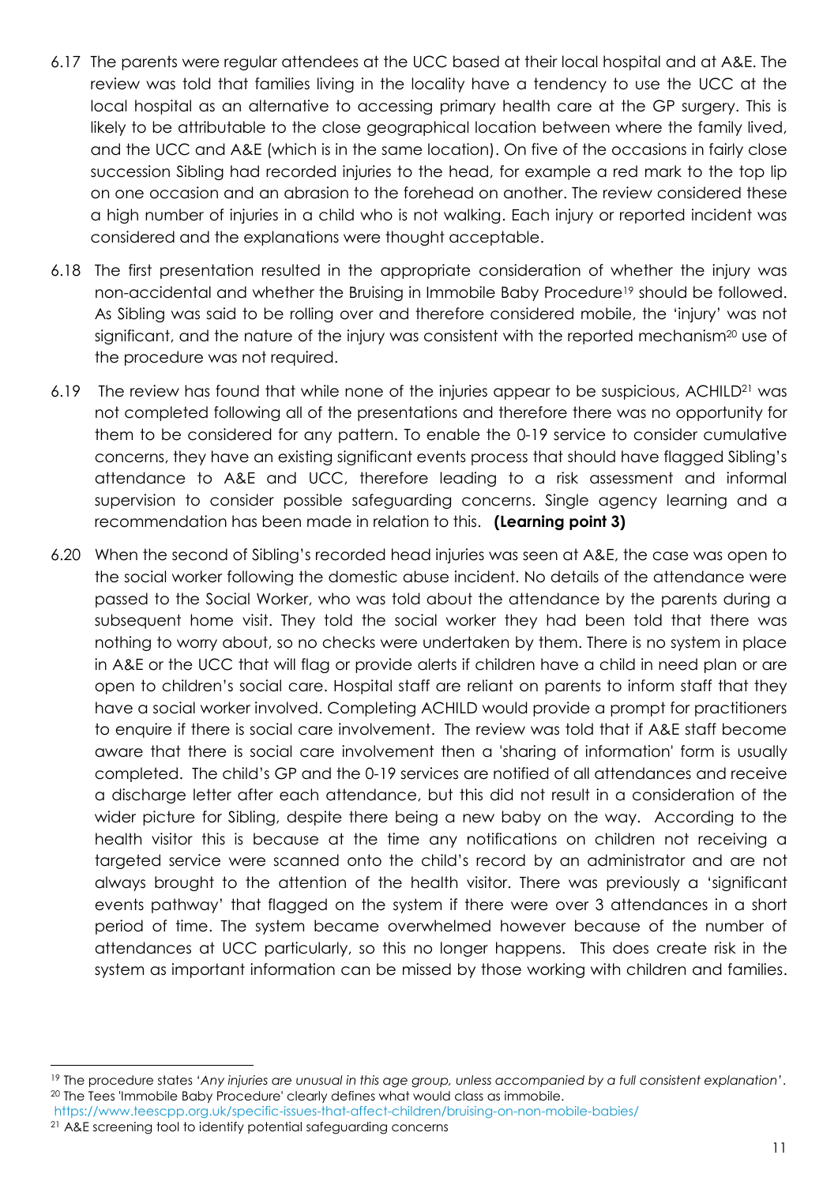6.17 The parents were regular attendees at the UCC based at their local hospital and at A&E. The review was told that families living in the locality have a tendency to use the UCC at the local hospital as an alternative to accessing primary health care at the GP surgery. This is likely to be attributable to the close geographical location between where the family lived, and the UCC and A&E (which is in the same location). On five of the occasions in fairly close succession Sibling had recorded injuries to the head, for example a red mark to the top lip on one occasion and an abrasion to the forehead on another. The review considered these a high number of injuries in a child who is not walking. Each injury or reported incident was considered and the explanations were thought acceptable.

6.18 The first presentation resulted in the appropriate consideration of whether the injury was non-accidental and whether the Bruising in Immobile Baby Procedure[19] should be followed. As Sibling was said to be rolling over and therefore considered mobile, the 'injury' was not significant, and the nature of the injury was consistent with the reported mechanism[20] use of the procedure was not required.

6.19 The review has found that while none of the injuries appear to be suspicious, ACHILD[21] was not completed following all of the presentations and therefore there was no opportunity for them to be considered for any pattern. To enable the 0-19 service to consider cumulative concerns, they have an existing significant events process that should have flagged Sibling's attendance to A&E and UCC, therefore leading to a risk assessment and informal supervision to consider possible safeguarding concerns. Single agency learning and a recommendation has been made in relation to this. **(Learning point 3)**

6.20 When the second of Sibling's recorded head injuries was seen at A&E, the case was open to the social worker following the domestic abuse incident. No details of the attendance were passed to the Social Worker, who was told about the attendance by the parents during a subsequent home visit. They told the social worker they had been told that there was nothing to worry about, so no checks were undertaken by them. There is no system in place in A&E or the UCC that will flag or provide alerts if children have a child in need plan or are open to children's social care. Hospital staff are reliant on parents to inform staff that they have a social worker involved. Completing ACHILD would provide a prompt for practitioners to enquire if there is social care involvement. The review was told that if A&E staff become aware that there is social care involvement then a 'sharing of information' form is usually completed. The child's GP and the 0-19 services are notified of all attendances and receive a discharge letter after each attendance, but this did not result in a consideration of the wider picture for Sibling, despite there being a new baby on the way. According to the health visitor this is because at the time any notifications on children not receiving a targeted service were scanned onto the child's record by an administrator and are not always brought to the attention of the health visitor. There was previously a 'significant events pathway' that flagged on the system if there were over 3 attendances in a short period of time. The system became overwhelmed however because of the number of attendances at UCC particularly, so this no longer happens. This does create risk in the system as important information can be missed by those working with children and families.

---

[19] The procedure states '*Any injuries are unusual in this age group, unless accompanied by a full consistent explanation*'.

[20] The Tees 'Immobile Baby Procedure' clearly defines what would class as immobile. https://www.teescpp.org.uk/specific-issues-that-affect-children/bruising-on-non-mobile-babies/

[21] A&E screening tool to identify potential safeguarding concerns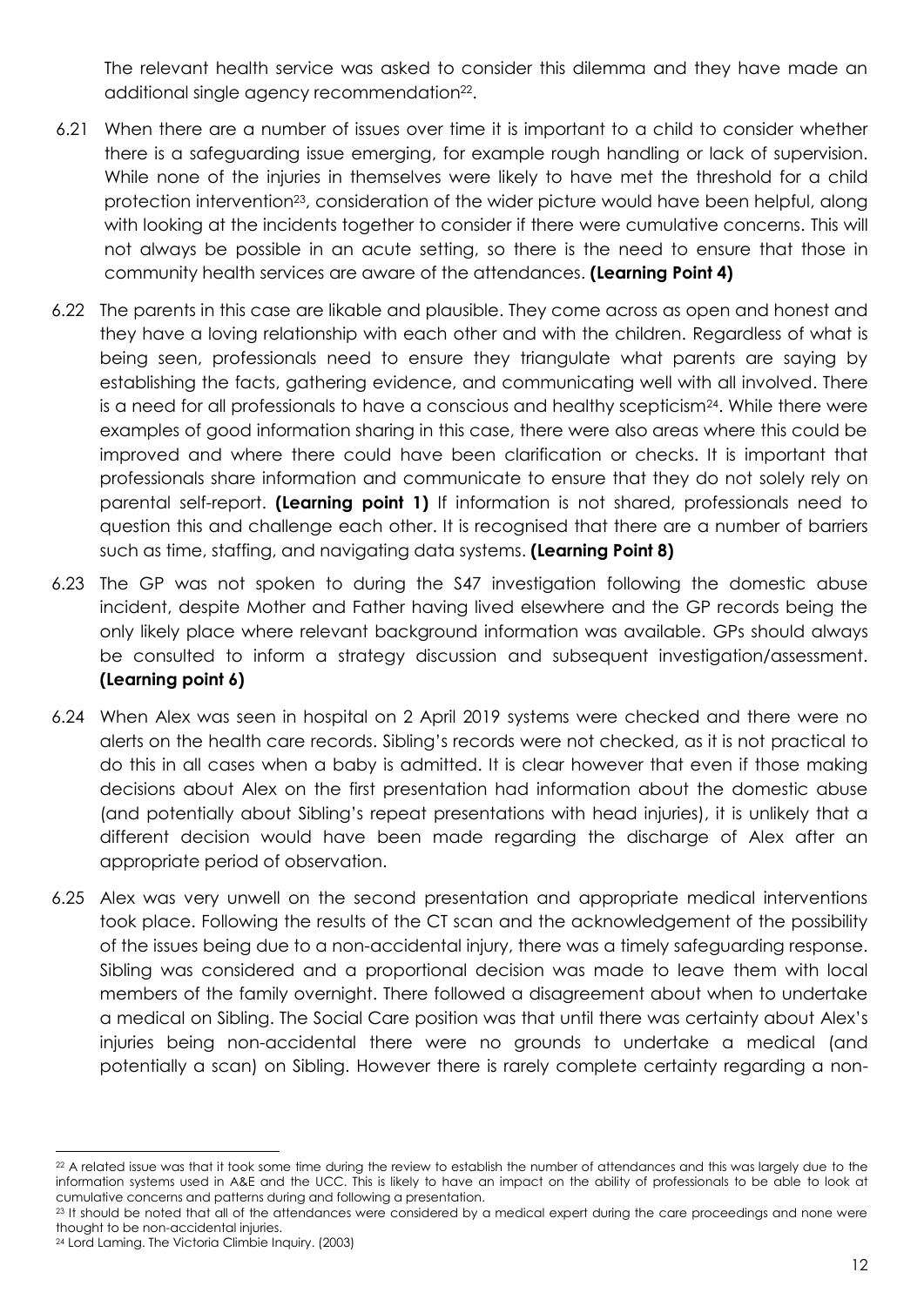The relevant health service was asked to consider this dilemma and they have made an additional single agency recommendation[22].

6.21 When there are a number of issues over time it is important to a child to consider whether there is a safeguarding issue emerging, for example rough handling or lack of supervision. While none of the injuries in themselves were likely to have met the threshold for a child protection intervention[23], consideration of the wider picture would have been helpful, along with looking at the incidents together to consider if there were cumulative concerns. This will not always be possible in an acute setting, so there is the need to ensure that those in community health services are aware of the attendances. **(Learning Point 4)**

6.22 The parents in this case are likable and plausible. They come across as open and honest and they have a loving relationship with each other and with the children. Regardless of what is being seen, professionals need to ensure they triangulate what parents are saying by establishing the facts, gathering evidence, and communicating well with all involved. There is a need for all professionals to have a conscious and healthy scepticism[24]. While there were examples of good information sharing in this case, there were also areas where this could be improved and where there could have been clarification or checks. It is important that professionals share information and communicate to ensure that they do not solely rely on parental self-report. **(Learning point 1)** If information is not shared, professionals need to question this and challenge each other. It is recognised that there are a number of barriers such as time, staffing, and navigating data systems. **(Learning Point 8)**

6.23 The GP was not spoken to during the S47 investigation following the domestic abuse incident, despite Mother and Father having lived elsewhere and the GP records being the only likely place where relevant background information was available. GPs should always be consulted to inform a strategy discussion and subsequent investigation/assessment. **(Learning point 6)**

6.24 When Alex was seen in hospital on 2 April 2019 systems were checked and there were no alerts on the health care records. Sibling's records were not checked, as it is not practical to do this in all cases when a baby is admitted. It is clear however that even if those making decisions about Alex on the first presentation had information about the domestic abuse (and potentially about Sibling's repeat presentations with head injuries), it is unlikely that a different decision would have been made regarding the discharge of Alex after an appropriate period of observation.

6.25 Alex was very unwell on the second presentation and appropriate medical interventions took place. Following the results of the CT scan and the acknowledgement of the possibility of the issues being due to a non-accidental injury, there was a timely safeguarding response. Sibling was considered and a proportional decision was made to leave them with local members of the family overnight. There followed a disagreement about when to undertake a medical on Sibling. The Social Care position was that until there was certainty about Alex's injuries being non-accidental there were no grounds to undertake a medical (and potentially a scan) on Sibling. However there is rarely complete certainty regarding a non-

---

[22] A related issue was that it took some time during the review to establish the number of attendances and this was largely due to the information systems used in A&E and the UCC. This is likely to have an impact on the ability of professionals to be able to look at cumulative concerns and patterns during and following a presentation.

[23] It should be noted that all of the attendances were considered by a medical expert during the care proceedings and none were thought to be non-accidental injuries.

[24] Lord Laming. The Victoria Climbie Inquiry. (2003)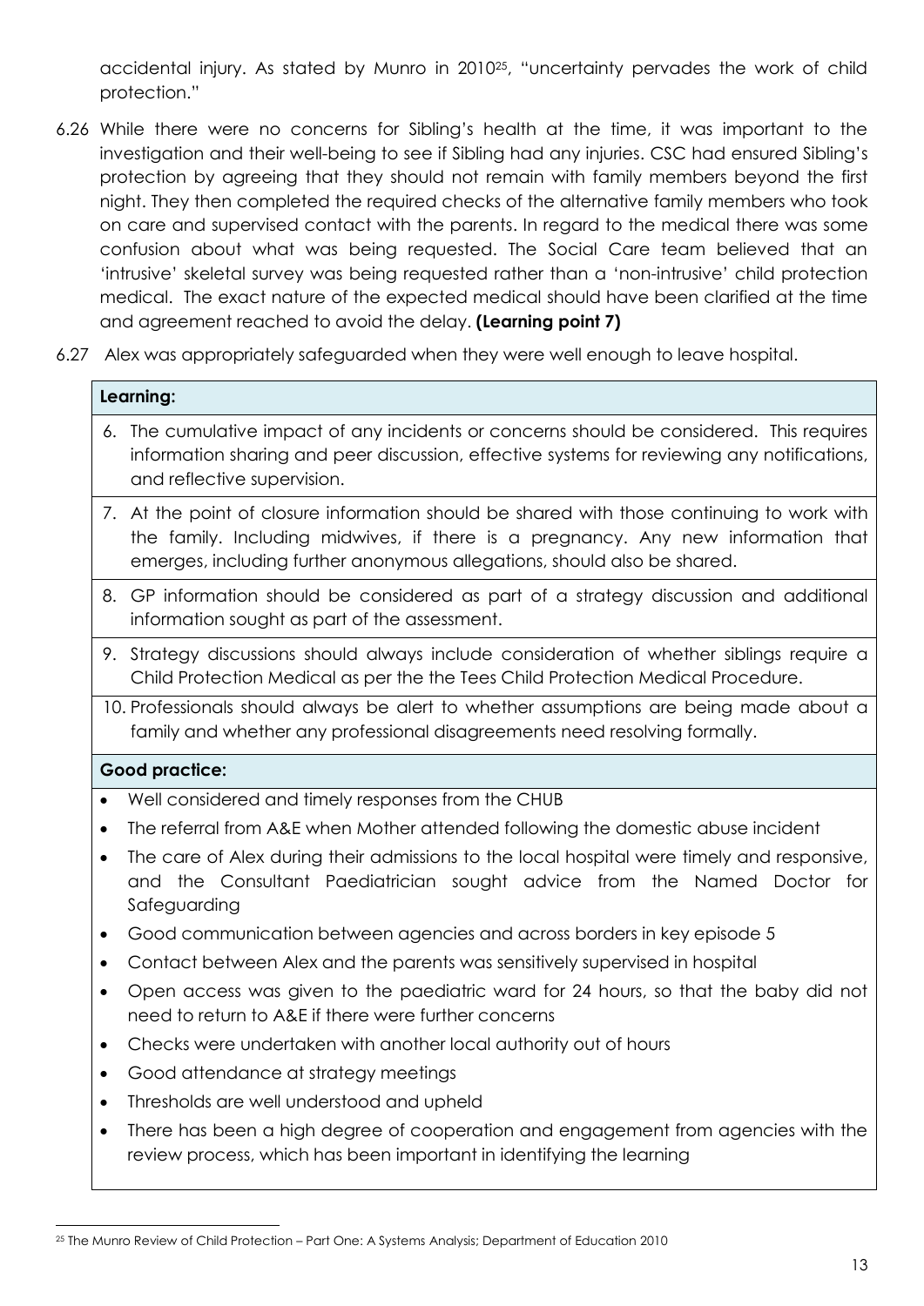accidental injury. As stated by Munro in 2010[25], "uncertainty pervades the work of child protection."

6.26 While there were no concerns for Sibling's health at the time, it was important to the investigation and their well-being to see if Sibling had any injuries. CSC had ensured Sibling's protection by agreeing that they should not remain with family members beyond the first night. They then completed the required checks of the alternative family members who took on care and supervised contact with the parents. In regard to the medical there was some confusion about what was being requested. The Social Care team believed that an 'intrusive' skeletal survey was being requested rather than a 'non-intrusive' child protection medical. The exact nature of the expected medical should have been clarified at the time and agreement reached to avoid the delay. **(Learning point 7)**

6.27 Alex was appropriately safeguarded when they were well enough to leave hospital.

| **Learning:** |
|---|
| 6. The cumulative impact of any incidents or concerns should be considered. This requires information sharing and peer discussion, effective systems for reviewing any notifications, and reflective supervision. |
| 7. At the point of closure information should be shared with those continuing to work with the family. Including midwives, if there is a pregnancy. Any new information that emerges, including further anonymous allegations, should also be shared. |
| 8. GP information should be considered as part of a strategy discussion and additional information sought as part of the assessment. |
| 9. Strategy discussions should always include consideration of whether siblings require a Child Protection Medical as per the the Tees Child Protection Medical Procedure. |
| 10. Professionals should always be alert to whether assumptions are being made about a family and whether any professional disagreements need resolving formally. |
| **Good practice:** |
| • Well considered and timely responses from the CHUB<br>• The referral from A&E when Mother attended following the domestic abuse incident<br>• The care of Alex during their admissions to the local hospital were timely and responsive, and the Consultant Paediatrician sought advice from the Named Doctor for Safeguarding<br>• Good communication between agencies and across borders in key episode 5<br>• Contact between Alex and the parents was sensitively supervised in hospital<br>• Open access was given to the paediatric ward for 24 hours, so that the baby did not need to return to A&E if there were further concerns<br>• Checks were undertaken with another local authority out of hours<br>• Good attendance at strategy meetings<br>• Thresholds are well understood and upheld<br>• There has been a high degree of cooperation and engagement from agencies with the review process, which has been important in identifying the learning |

[25] The Munro Review of Child Protection – Part One: A Systems Analysis; Department of Education 2010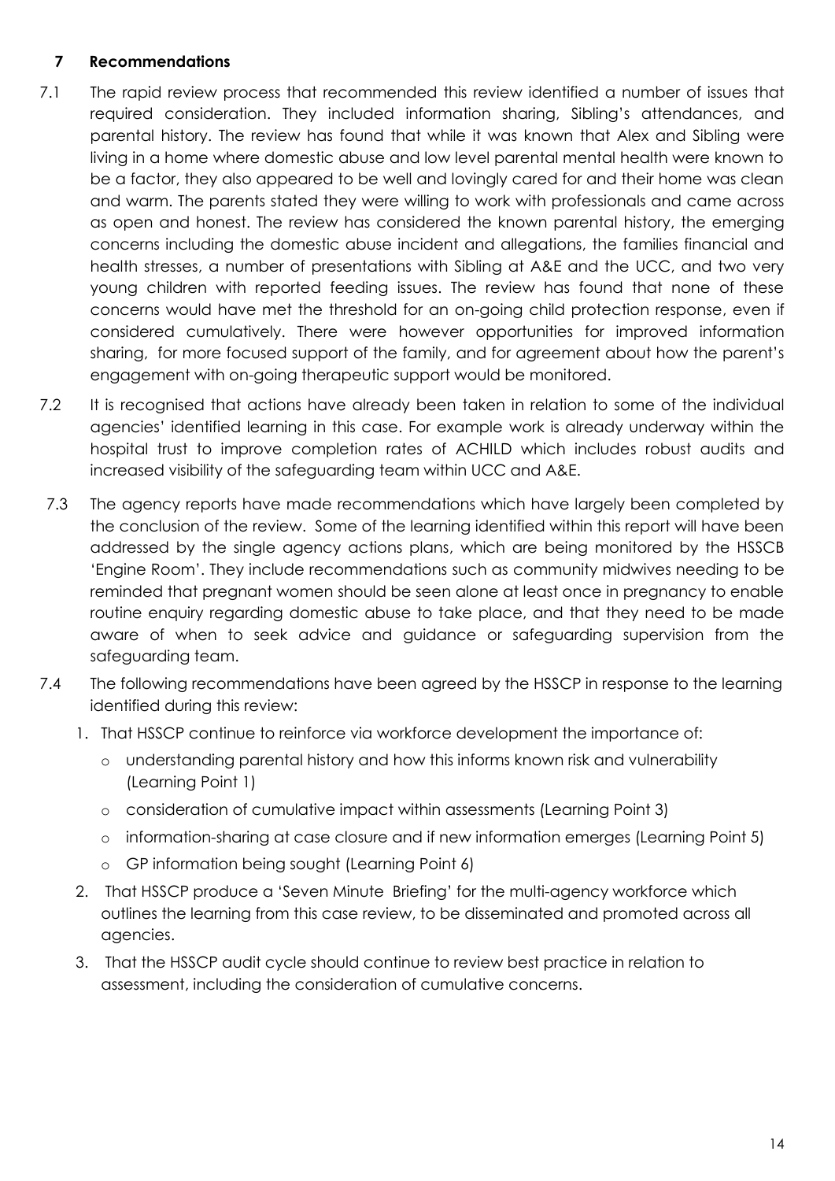## 7 Recommendations

7.1 The rapid review process that recommended this review identified a number of issues that required consideration. They included information sharing, Sibling's attendances, and parental history. The review has found that while it was known that Alex and Sibling were living in a home where domestic abuse and low level parental mental health were known to be a factor, they also appeared to be well and lovingly cared for and their home was clean and warm. The parents stated they were willing to work with professionals and came across as open and honest. The review has considered the known parental history, the emerging concerns including the domestic abuse incident and allegations, the families financial and health stresses, a number of presentations with Sibling at A&E and the UCC, and two very young children with reported feeding issues. The review has found that none of these concerns would have met the threshold for an on-going child protection response, even if considered cumulatively. There were however opportunities for improved information sharing, for more focused support of the family, and for agreement about how the parent's engagement with on-going therapeutic support would be monitored.

7.2 It is recognised that actions have already been taken in relation to some of the individual agencies' identified learning in this case. For example work is already underway within the hospital trust to improve completion rates of ACHILD which includes robust audits and increased visibility of the safeguarding team within UCC and A&E.

7.3 The agency reports have made recommendations which have largely been completed by the conclusion of the review. Some of the learning identified within this report will have been addressed by the single agency actions plans, which are being monitored by the HSSCB 'Engine Room'. They include recommendations such as community midwives needing to be reminded that pregnant women should be seen alone at least once in pregnancy to enable routine enquiry regarding domestic abuse to take place, and that they need to be made aware of when to seek advice and guidance or safeguarding supervision from the safeguarding team.

7.4 The following recommendations have been agreed by the HSSCP in response to the learning identified during this review:

1. That HSSCP continue to reinforce via workforce development the importance of:
   - understanding parental history and how this informs known risk and vulnerability (Learning Point 1)
   - consideration of cumulative impact within assessments (Learning Point 3)
   - information-sharing at case closure and if new information emerges (Learning Point 5)
   - GP information being sought (Learning Point 6)
2. That HSSCP produce a 'Seven Minute Briefing' for the multi-agency workforce which outlines the learning from this case review, to be disseminated and promoted across all agencies.
3. That the HSSCP audit cycle should continue to review best practice in relation to assessment, including the consideration of cumulative concerns.